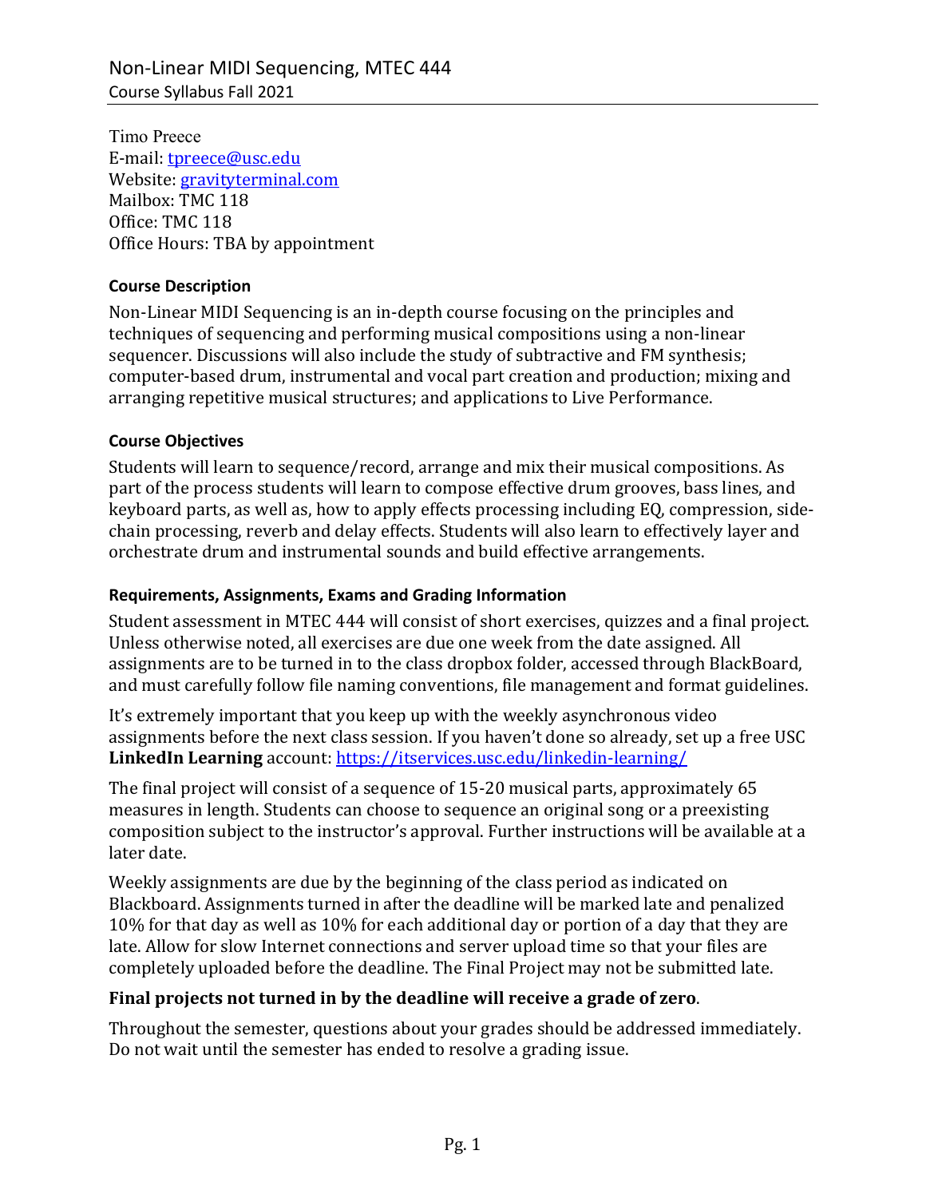# Non-Linear MIDI Sequencing, MTEC 444

Course Syllabus Fall 2021

Timo Preece
E-mail: [tpreece@usc.edu](mailto:tpreece@usc.edu)
Website: [gravityterminal.com](http://gravityterminal.com)
Mailbox: TMC 118
Office: TMC 118
Office Hours: TBA by appointment

### Course Description

Non-Linear MIDI Sequencing is an in-depth course focusing on the principles and techniques of sequencing and performing musical compositions using a non-linear sequencer. Discussions will also include the study of subtractive and FM synthesis; computer-based drum, instrumental and vocal part creation and production; mixing and arranging repetitive musical structures; and applications to Live Performance.

### Course Objectives

Students will learn to sequence/record, arrange and mix their musical compositions. As part of the process students will learn to compose effective drum grooves, bass lines, and keyboard parts, as well as, how to apply effects processing including EQ, compression, side-chain processing, reverb and delay effects. Students will also learn to effectively layer and orchestrate drum and instrumental sounds and build effective arrangements.

### Requirements, Assignments, Exams and Grading Information

Student assessment in MTEC 444 will consist of short exercises, quizzes and a final project. Unless otherwise noted, all exercises are due one week from the date assigned. All assignments are to be turned in to the class dropbox folder, accessed through BlackBoard, and must carefully follow file naming conventions, file management and format guidelines.

It's extremely important that you keep up with the weekly asynchronous video assignments before the next class session. If you haven't done so already, set up a free USC **LinkedIn Learning** account: [https://itservices.usc.edu/linkedin-learning/](https://itservices.usc.edu/linkedin-learning/)

The final project will consist of a sequence of 15-20 musical parts, approximately 65 measures in length. Students can choose to sequence an original song or a preexisting composition subject to the instructor's approval. Further instructions will be available at a later date.

Weekly assignments are due by the beginning of the class period as indicated on Blackboard. Assignments turned in after the deadline will be marked late and penalized 10% for that day as well as 10% for each additional day or portion of a day that they are late. Allow for slow Internet connections and server upload time so that your files are completely uploaded before the deadline. The Final Project may not be submitted late.

**Final projects not turned in by the deadline will receive a grade of zero**.

Throughout the semester, questions about your grades should be addressed immediately. Do not wait until the semester has ended to resolve a grading issue.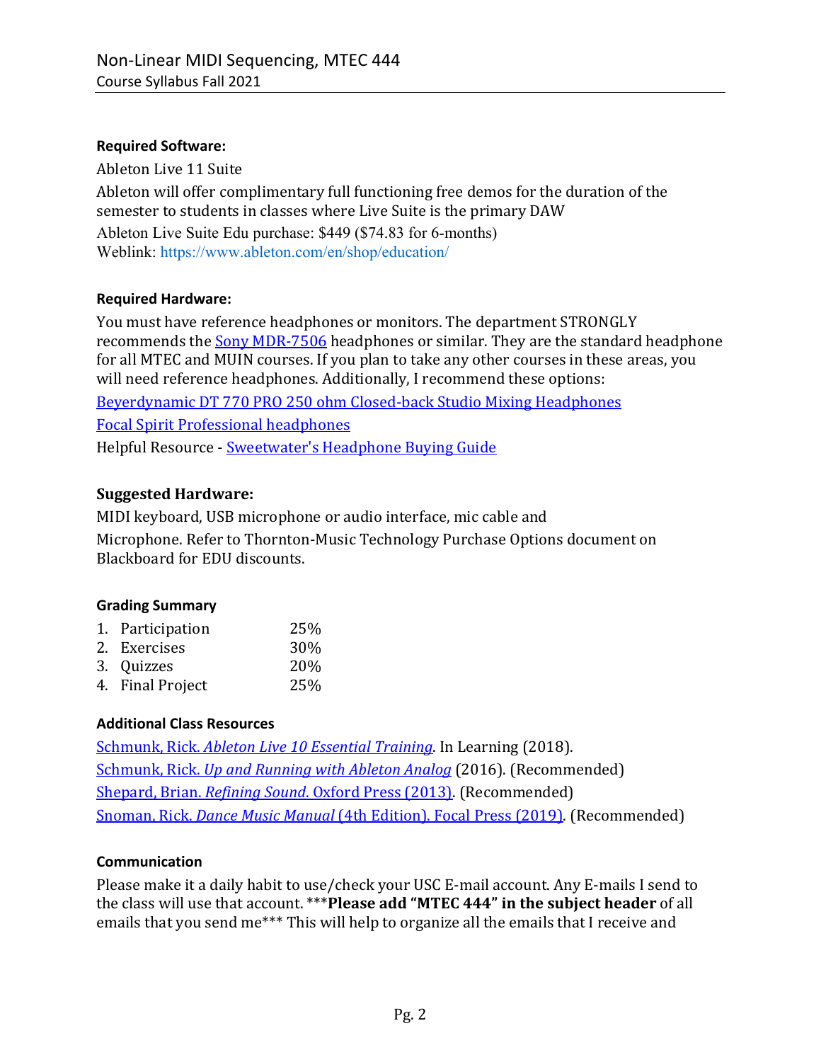**Required Software:**

Ableton Live 11 Suite

Ableton will offer complimentary full functioning free demos for the duration of the semester to students in classes where Live Suite is the primary DAW

Ableton Live Suite Edu purchase: $449 ($74.83 for 6-months)
Weblink: https://www.ableton.com/en/shop/education/

**Required Hardware:**

You must have reference headphones or monitors. The department STRONGLY recommends the Sony MDR-7506 headphones or similar. They are the standard headphone for all MTEC and MUIN courses. If you plan to take any other courses in these areas, you will need reference headphones. Additionally, I recommend these options:

Beyerdynamic DT 770 PRO 250 ohm Closed-back Studio Mixing Headphones

Focal Spirit Professional headphones

Helpful Resource - Sweetwater's Headphone Buying Guide

**Suggested Hardware:**

MIDI keyboard, USB microphone or audio interface, mic cable and Microphone. Refer to Thornton-Music Technology Purchase Options document on Blackboard for EDU discounts.

**Grading Summary**

1. Participation 25%
2. Exercises 30%
3. Quizzes 20%
4. Final Project 25%

**Additional Class Resources**

Schmunk, Rick. *Ableton Live 10 Essential Training*. In Learning (2018).

Schmunk, Rick. *Up and Running with Ableton Analog* (2016). (Recommended)

Shepard, Brian. *Refining Sound*. Oxford Press (2013). (Recommended)

Snoman, Rick. *Dance Music Manual* (4th Edition). Focal Press (2019). (Recommended)

**Communication**

Please make it a daily habit to use/check your USC E-mail account. Any E-mails I send to the class will use that account. \*\*\***Please add "MTEC 444" in the subject header** of all emails that you send me\*\*\* This will help to organize all the emails that I receive and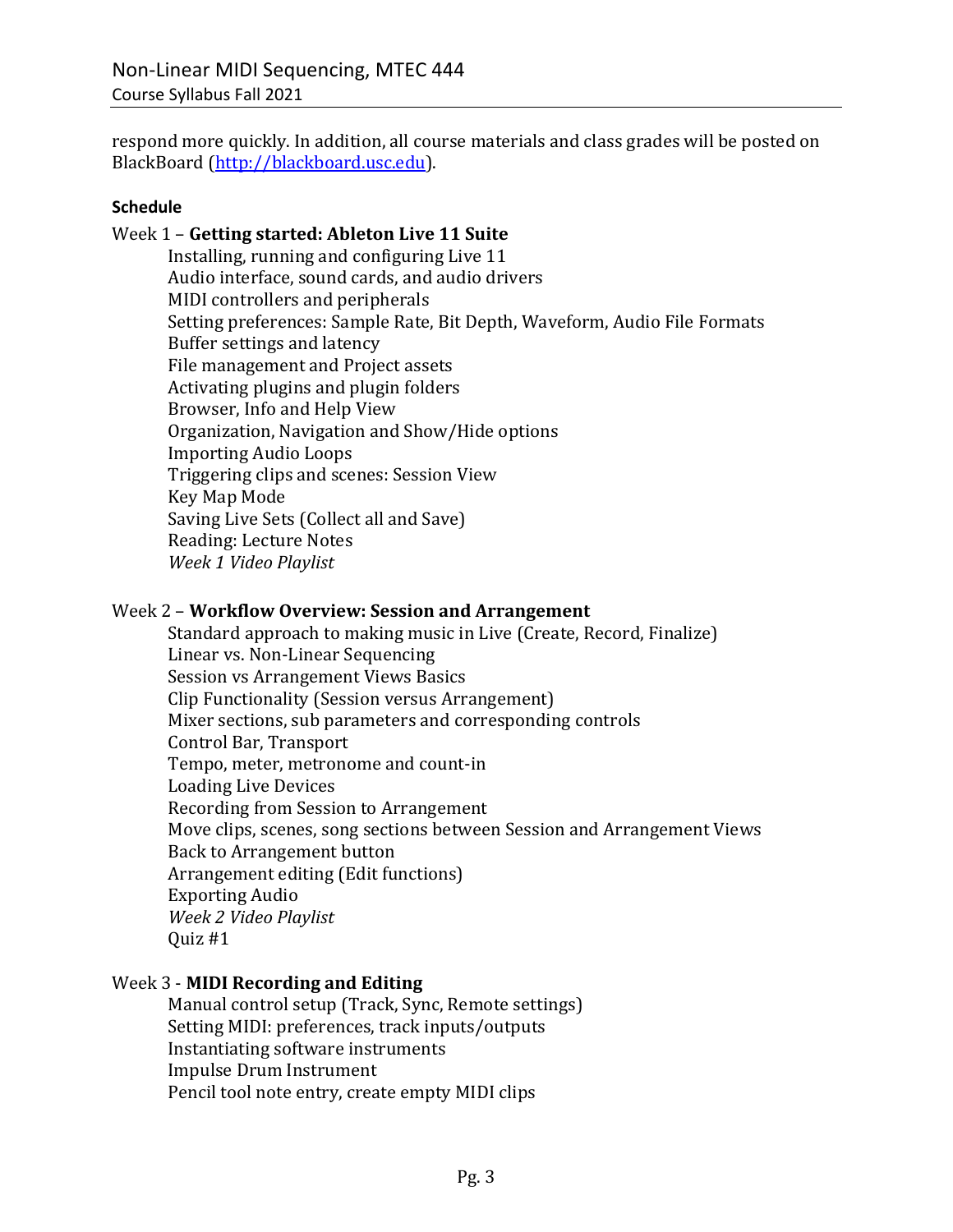respond more quickly. In addition, all course materials and class grades will be posted on BlackBoard (http://blackboard.usc.edu).

**Schedule**

Week 1 – **Getting started: Ableton Live 11 Suite**

- Installing, running and configuring Live 11
- Audio interface, sound cards, and audio drivers
- MIDI controllers and peripherals
- Setting preferences: Sample Rate, Bit Depth, Waveform, Audio File Formats
- Buffer settings and latency
- File management and Project assets
- Activating plugins and plugin folders
- Browser, Info and Help View
- Organization, Navigation and Show/Hide options
- Importing Audio Loops
- Triggering clips and scenes: Session View
- Key Map Mode
- Saving Live Sets (Collect all and Save)
- Reading: Lecture Notes
- *Week 1 Video Playlist*

Week 2 – **Workflow Overview: Session and Arrangement**

- Standard approach to making music in Live (Create, Record, Finalize)
- Linear vs. Non-Linear Sequencing
- Session vs Arrangement Views Basics
- Clip Functionality (Session versus Arrangement)
- Mixer sections, sub parameters and corresponding controls
- Control Bar, Transport
- Tempo, meter, metronome and count-in
- Loading Live Devices
- Recording from Session to Arrangement
- Move clips, scenes, song sections between Session and Arrangement Views
- Back to Arrangement button
- Arrangement editing (Edit functions)
- Exporting Audio
- *Week 2 Video Playlist*
- Quiz #1

Week 3 - **MIDI Recording and Editing**

- Manual control setup (Track, Sync, Remote settings)
- Setting MIDI: preferences, track inputs/outputs
- Instantiating software instruments
- Impulse Drum Instrument
- Pencil tool note entry, create empty MIDI clips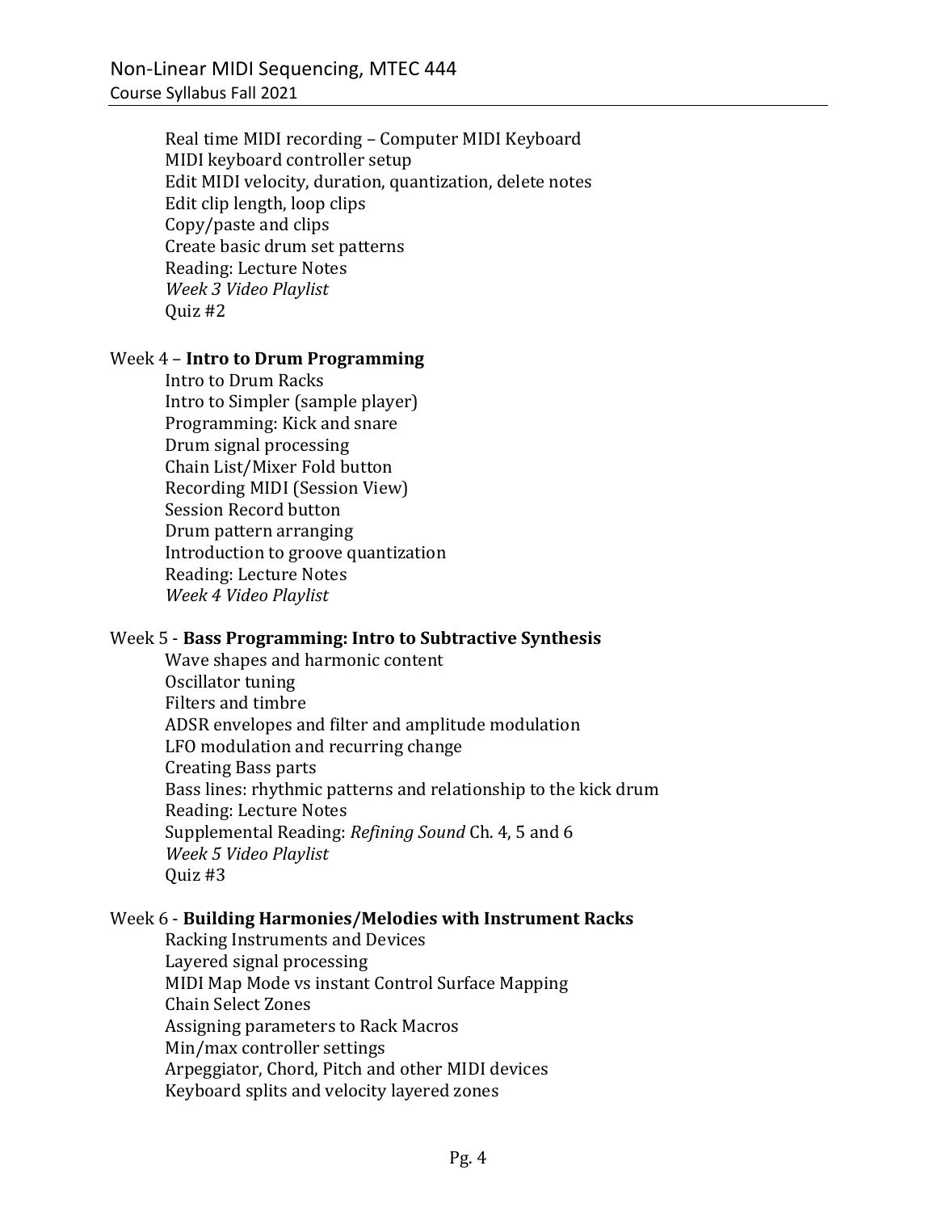Real time MIDI recording – Computer MIDI Keyboard
MIDI keyboard controller setup
Edit MIDI velocity, duration, quantization, delete notes
Edit clip length, loop clips
Copy/paste and clips
Create basic drum set patterns
Reading: Lecture Notes
*Week 3 Video Playlist*
Quiz #2

Week 4 – **Intro to Drum Programming**

Intro to Drum Racks
Intro to Simpler (sample player)
Programming: Kick and snare
Drum signal processing
Chain List/Mixer Fold button
Recording MIDI (Session View)
Session Record button
Drum pattern arranging
Introduction to groove quantization
Reading: Lecture Notes
*Week 4 Video Playlist*

Week 5 - **Bass Programming: Intro to Subtractive Synthesis**

Wave shapes and harmonic content
Oscillator tuning
Filters and timbre
ADSR envelopes and filter and amplitude modulation
LFO modulation and recurring change
Creating Bass parts
Bass lines: rhythmic patterns and relationship to the kick drum
Reading: Lecture Notes
Supplemental Reading: *Refining Sound* Ch. 4, 5 and 6
*Week 5 Video Playlist*
Quiz #3

Week 6 - **Building Harmonies/Melodies with Instrument Racks**

Racking Instruments and Devices
Layered signal processing
MIDI Map Mode vs instant Control Surface Mapping
Chain Select Zones
Assigning parameters to Rack Macros
Min/max controller settings
Arpeggiator, Chord, Pitch and other MIDI devices
Keyboard splits and velocity layered zones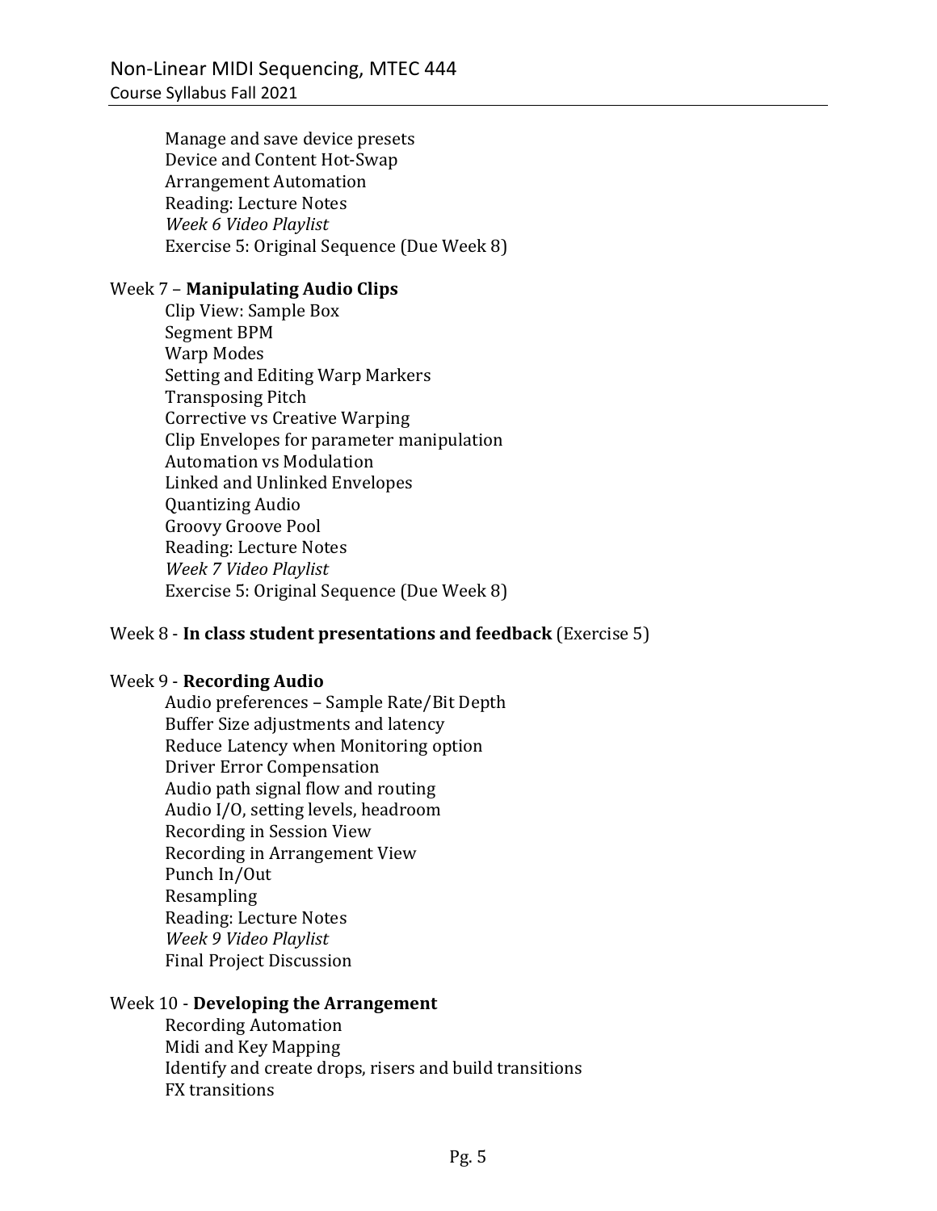Manage and save device presets
Device and Content Hot-Swap
Arrangement Automation
Reading: Lecture Notes
*Week 6 Video Playlist*
Exercise 5: Original Sequence (Due Week 8)

Week 7 – **Manipulating Audio Clips**

Clip View: Sample Box
Segment BPM
Warp Modes
Setting and Editing Warp Markers
Transposing Pitch
Corrective vs Creative Warping
Clip Envelopes for parameter manipulation
Automation vs Modulation
Linked and Unlinked Envelopes
Quantizing Audio
Groovy Groove Pool
Reading: Lecture Notes
*Week 7 Video Playlist*
Exercise 5: Original Sequence (Due Week 8)

Week 8 - **In class student presentations and feedback** (Exercise 5)

Week 9 - **Recording Audio**

Audio preferences – Sample Rate/Bit Depth
Buffer Size adjustments and latency
Reduce Latency when Monitoring option
Driver Error Compensation
Audio path signal flow and routing
Audio I/O, setting levels, headroom
Recording in Session View
Recording in Arrangement View
Punch In/Out
Resampling
Reading: Lecture Notes
*Week 9 Video Playlist*
Final Project Discussion

Week 10 - **Developing the Arrangement**

Recording Automation
Midi and Key Mapping
Identify and create drops, risers and build transitions
FX transitions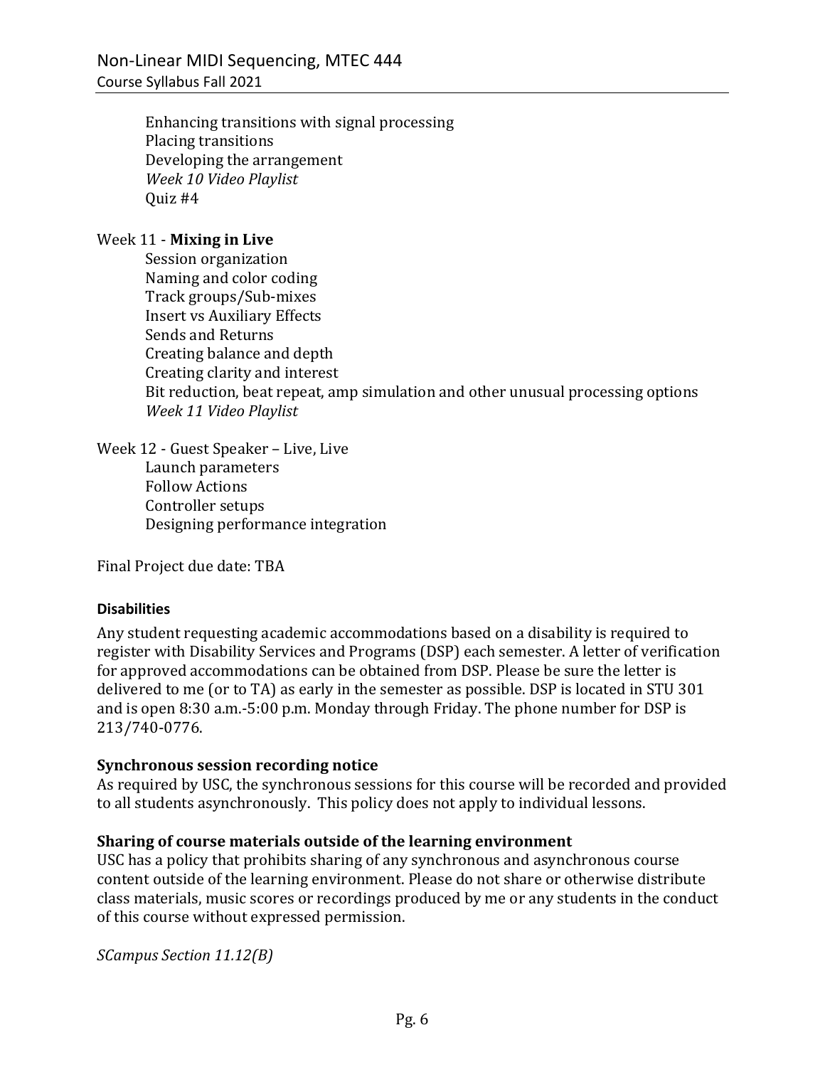- Enhancing transitions with signal processing
- Placing transitions
- Developing the arrangement
- *Week 10 Video Playlist*
- Quiz #4

Week 11 - **Mixing in Live**

- Session organization
- Naming and color coding
- Track groups/Sub-mixes
- Insert vs Auxiliary Effects
- Sends and Returns
- Creating balance and depth
- Creating clarity and interest
- Bit reduction, beat repeat, amp simulation and other unusual processing options
- *Week 11 Video Playlist*

Week 12 - Guest Speaker – Live, Live

- Launch parameters
- Follow Actions
- Controller setups
- Designing performance integration

Final Project due date: TBA

#### Disabilities

Any student requesting academic accommodations based on a disability is required to register with Disability Services and Programs (DSP) each semester. A letter of verification for approved accommodations can be obtained from DSP. Please be sure the letter is delivered to me (or to TA) as early in the semester as possible. DSP is located in STU 301 and is open 8:30 a.m.-5:00 p.m. Monday through Friday. The phone number for DSP is 213/740-0776.

#### Synchronous session recording notice

As required by USC, the synchronous sessions for this course will be recorded and provided to all students asynchronously. This policy does not apply to individual lessons.

#### Sharing of course materials outside of the learning environment

USC has a policy that prohibits sharing of any synchronous and asynchronous course content outside of the learning environment. Please do not share or otherwise distribute class materials, music scores or recordings produced by me or any students in the conduct of this course without expressed permission.

*SCampus Section 11.12(B)*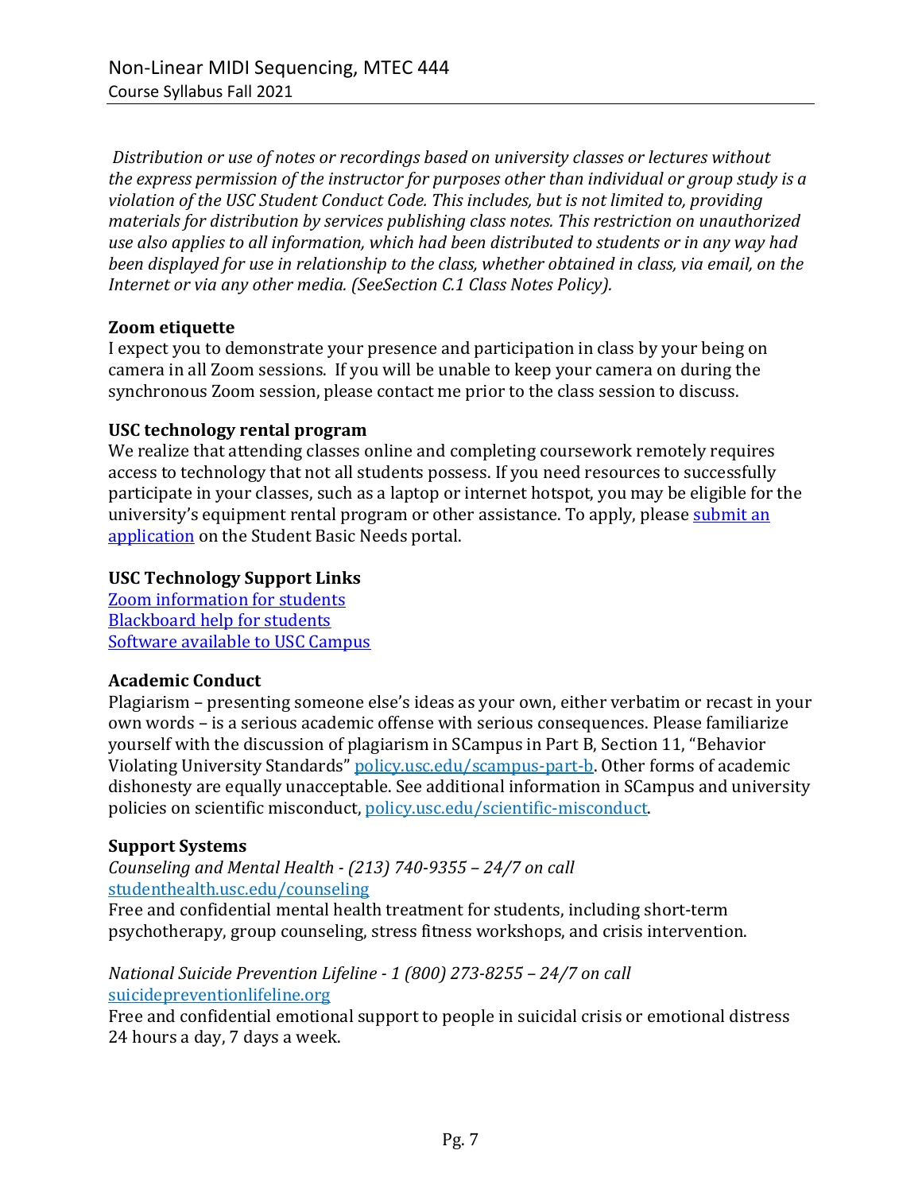*Distribution or use of notes or recordings based on university classes or lectures without the express permission of the instructor for purposes other than individual or group study is a violation of the USC Student Conduct Code. This includes, but is not limited to, providing materials for distribution by services publishing class notes. This restriction on unauthorized use also applies to all information, which had been distributed to students or in any way had been displayed for use in relationship to the class, whether obtained in class, via email, on the Internet or via any other media. (SeeSection C.1 Class Notes Policy).*

**Zoom etiquette**
I expect you to demonstrate your presence and participation in class by your being on camera in all Zoom sessions. If you will be unable to keep your camera on during the synchronous Zoom session, please contact me prior to the class session to discuss.

**USC technology rental program**
We realize that attending classes online and completing coursework remotely requires access to technology that not all students possess. If you need resources to successfully participate in your classes, such as a laptop or internet hotspot, you may be eligible for the university's equipment rental program or other assistance. To apply, please submit an application on the Student Basic Needs portal.

**USC Technology Support Links**
Zoom information for students
Blackboard help for students
Software available to USC Campus

**Academic Conduct**
Plagiarism – presenting someone else's ideas as your own, either verbatim or recast in your own words – is a serious academic offense with serious consequences. Please familiarize yourself with the discussion of plagiarism in SCampus in Part B, Section 11, "Behavior Violating University Standards" policy.usc.edu/scampus-part-b. Other forms of academic dishonesty are equally unacceptable. See additional information in SCampus and university policies on scientific misconduct, policy.usc.edu/scientific-misconduct.

**Support Systems**
*Counseling and Mental Health - (213) 740-9355 – 24/7 on call*
studenthealth.usc.edu/counseling
Free and confidential mental health treatment for students, including short-term psychotherapy, group counseling, stress fitness workshops, and crisis intervention.

*National Suicide Prevention Lifeline - 1 (800) 273-8255 – 24/7 on call*
suicidepreventionlifeline.org
Free and confidential emotional support to people in suicidal crisis or emotional distress 24 hours a day, 7 days a week.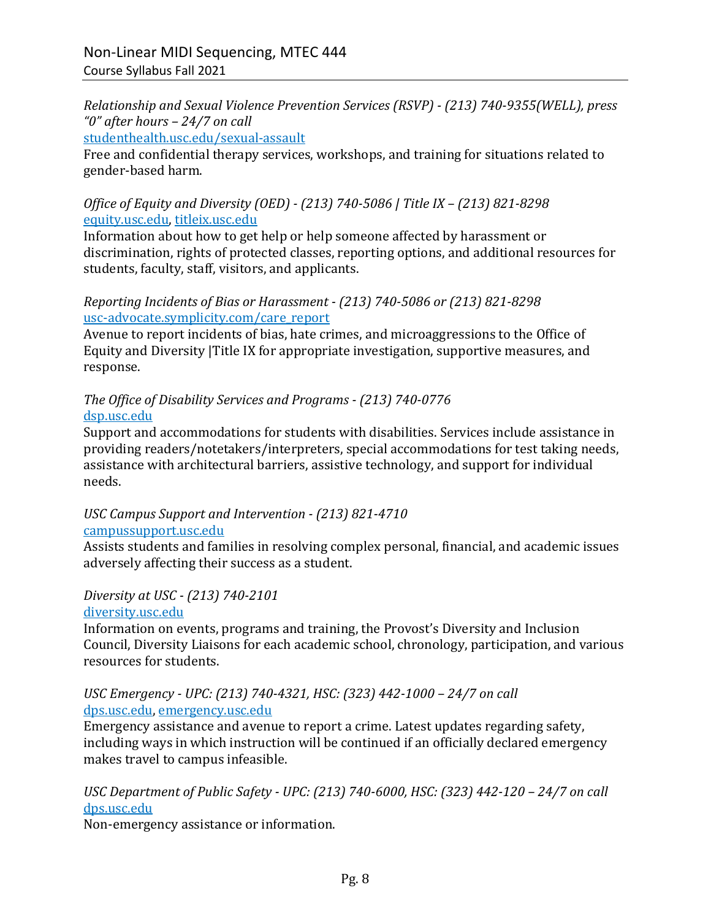*Relationship and Sexual Violence Prevention Services (RSVP) - (213) 740-9355(WELL), press "0" after hours – 24/7 on call*
studenthealth.usc.edu/sexual-assault
Free and confidential therapy services, workshops, and training for situations related to gender-based harm.

*Office of Equity and Diversity (OED) - (213) 740-5086 | Title IX – (213) 821-8298*
equity.usc.edu, titleix.usc.edu
Information about how to get help or help someone affected by harassment or discrimination, rights of protected classes, reporting options, and additional resources for students, faculty, staff, visitors, and applicants.

*Reporting Incidents of Bias or Harassment - (213) 740-5086 or (213) 821-8298*
usc-advocate.symplicity.com/care_report
Avenue to report incidents of bias, hate crimes, and microaggressions to the Office of Equity and Diversity |Title IX for appropriate investigation, supportive measures, and response.

*The Office of Disability Services and Programs - (213) 740-0776*
dsp.usc.edu
Support and accommodations for students with disabilities. Services include assistance in providing readers/notetakers/interpreters, special accommodations for test taking needs, assistance with architectural barriers, assistive technology, and support for individual needs.

*USC Campus Support and Intervention - (213) 821-4710*
campussupport.usc.edu
Assists students and families in resolving complex personal, financial, and academic issues adversely affecting their success as a student.

*Diversity at USC - (213) 740-2101*
diversity.usc.edu
Information on events, programs and training, the Provost's Diversity and Inclusion Council, Diversity Liaisons for each academic school, chronology, participation, and various resources for students.

*USC Emergency - UPC: (213) 740-4321, HSC: (323) 442-1000 – 24/7 on call*
dps.usc.edu, emergency.usc.edu
Emergency assistance and avenue to report a crime. Latest updates regarding safety, including ways in which instruction will be continued if an officially declared emergency makes travel to campus infeasible.

*USC Department of Public Safety - UPC: (213) 740-6000, HSC: (323) 442-120 – 24/7 on call*
dps.usc.edu
Non-emergency assistance or information.